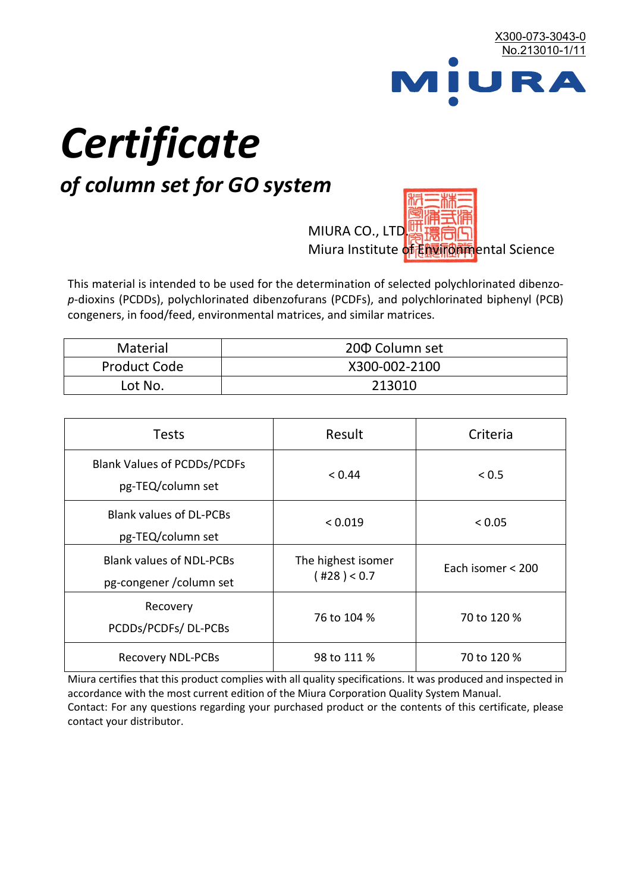X300-073-3043-0
No.213010-1/11

MIURA

# *Certificate*

## *of column set for GO system*

MIURA CO., LTD.
Miura Institute of Environmental Science

This material is intended to be used for the determination of selected polychlorinated dibenzo-*p*-dioxins (PCDDs), polychlorinated dibenzofurans (PCDFs), and polychlorinated biphenyl (PCB) congeners, in food/feed, environmental matrices, and similar matrices.

| | |
|---|---|
| Material | 20Φ Column set |
| Product Code | X300-002-2100 |
| Lot No. | 213010 |

| Tests | Result | Criteria |
|---|---|---|
| Blank Values of PCDDs/PCDFs pg-TEQ/column set | < 0.44 | < 0.5 |
| Blank values of DL-PCBs pg-TEQ/column set | < 0.019 | < 0.05 |
| Blank values of NDL-PCBs pg-congener /column set | The highest isomer ( #28 ) < 0.7 | Each isomer < 200 |
| Recovery PCDDs/PCDFs/ DL-PCBs | 76 to 104 % | 70 to 120 % |
| Recovery NDL-PCBs | 98 to 111 % | 70 to 120 % |

Miura certifies that this product complies with all quality specifications. It was produced and inspected in accordance with the most current edition of the Miura Corporation Quality System Manual.
Contact: For any questions regarding your purchased product or the contents of this certificate, please contact your distributor.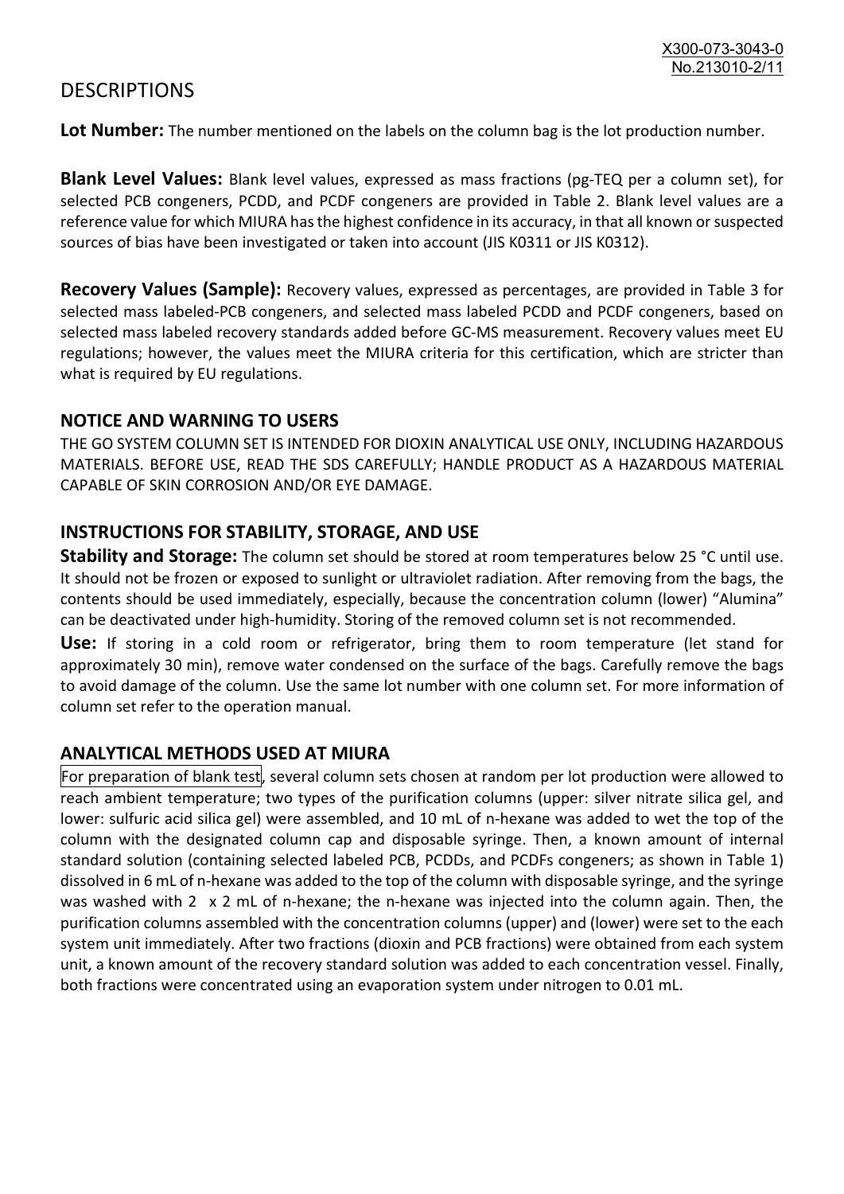# DESCRIPTIONS

**Lot Number:** The number mentioned on the labels on the column bag is the lot production number.

**Blank Level Values:** Blank level values, expressed as mass fractions (pg-TEQ per a column set), for selected PCB congeners, PCDD, and PCDF congeners are provided in Table 2. Blank level values are a reference value for which MIURA has the highest confidence in its accuracy, in that all known or suspected sources of bias have been investigated or taken into account (JIS K0311 or JIS K0312).

**Recovery Values (Sample):** Recovery values, expressed as percentages, are provided in Table 3 for selected mass labeled-PCB congeners, and selected mass labeled PCDD and PCDF congeners, based on selected mass labeled recovery standards added before GC-MS measurement. Recovery values meet EU regulations; however, the values meet the MIURA criteria for this certification, which are stricter than what is required by EU regulations.

## NOTICE AND WARNING TO USERS

THE GO SYSTEM COLUMN SET IS INTENDED FOR DIOXIN ANALYTICAL USE ONLY, INCLUDING HAZARDOUS MATERIALS. BEFORE USE, READ THE SDS CAREFULLY; HANDLE PRODUCT AS A HAZARDOUS MATERIAL CAPABLE OF SKIN CORROSION AND/OR EYE DAMAGE.

## INSTRUCTIONS FOR STABILITY, STORAGE, AND USE

**Stability and Storage:** The column set should be stored at room temperatures below 25 °C until use. It should not be frozen or exposed to sunlight or ultraviolet radiation. After removing from the bags, the contents should be used immediately, especially, because the concentration column (lower) "Alumina" can be deactivated under high-humidity. Storing of the removed column set is not recommended.

**Use:** If storing in a cold room or refrigerator, bring them to room temperature (let stand for approximately 30 min), remove water condensed on the surface of the bags. Carefully remove the bags to avoid damage of the column. Use the same lot number with one column set. For more information of column set refer to the operation manual.

## ANALYTICAL METHODS USED AT MIURA

For preparation of blank test, several column sets chosen at random per lot production were allowed to reach ambient temperature; two types of the purification columns (upper: silver nitrate silica gel, and lower: sulfuric acid silica gel) were assembled, and 10 mL of n-hexane was added to wet the top of the column with the designated column cap and disposable syringe. Then, a known amount of internal standard solution (containing selected labeled PCB, PCDDs, and PCDFs congeners; as shown in Table 1) dissolved in 6 mL of n-hexane was added to the top of the column with disposable syringe, and the syringe was washed with 2 x 2 mL of n-hexane; the n-hexane was injected into the column again. Then, the purification columns assembled with the concentration columns (upper) and (lower) were set to the each system unit immediately. After two fractions (dioxin and PCB fractions) were obtained from each system unit, a known amount of the recovery standard solution was added to each concentration vessel. Finally, both fractions were concentrated using an evaporation system under nitrogen to 0.01 mL.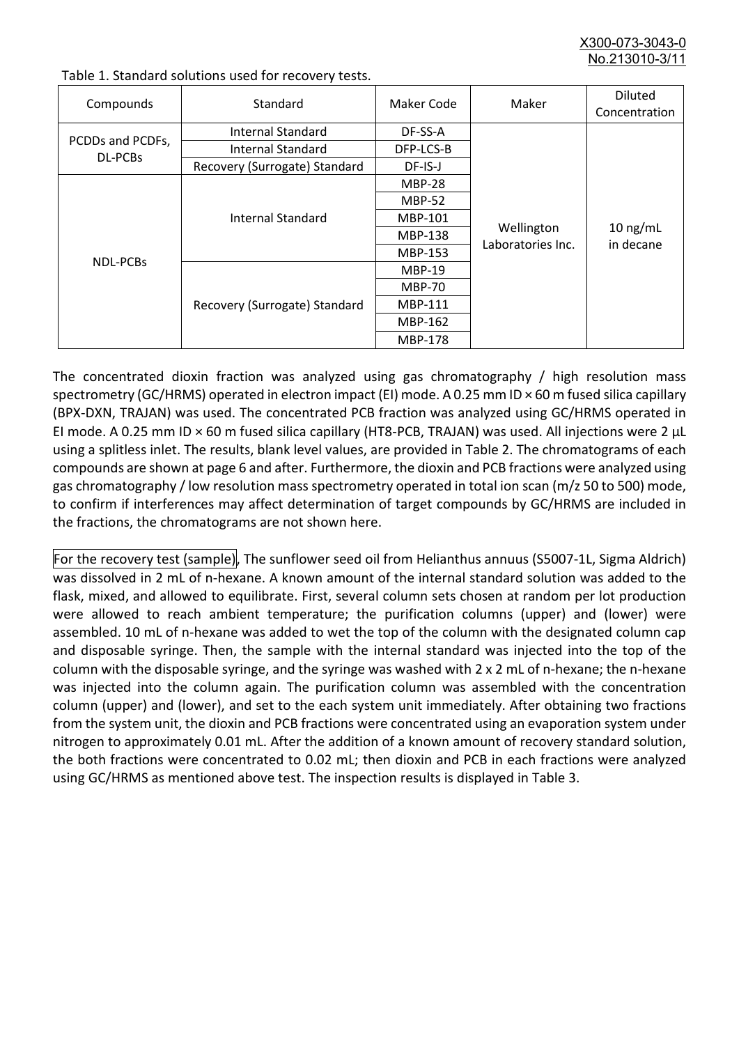Table 1. Standard solutions used for recovery tests.

| Compounds | Standard | Maker Code | Maker | Diluted Concentration |
|---|---|---|---|---|
| PCDDs and PCDFs, DL-PCBs | Internal Standard | DF-SS-A | Wellington Laboratories Inc. | 10 ng/mL in decane |
| | Internal Standard | DFP-LCS-B | | |
| | Recovery (Surrogate) Standard | DF-IS-J | | |
| NDL-PCBs | Internal Standard | MBP-28 | | |
| | | MBP-52 | | |
| | | MBP-101 | | |
| | | MBP-138 | | |
| | | MBP-153 | | |
| | Recovery (Surrogate) Standard | MBP-19 | | |
| | | MBP-70 | | |
| | | MBP-111 | | |
| | | MBP-162 | | |
| | | MBP-178 | | |

The concentrated dioxin fraction was analyzed using gas chromatography / high resolution mass spectrometry (GC/HRMS) operated in electron impact (EI) mode. A 0.25 mm ID × 60 m fused silica capillary (BPX-DXN, TRAJAN) was used. The concentrated PCB fraction was analyzed using GC/HRMS operated in EI mode. A 0.25 mm ID × 60 m fused silica capillary (HT8-PCB, TRAJAN) was used. All injections were 2 µL using a splitless inlet. The results, blank level values, are provided in Table 2. The chromatograms of each compounds are shown at page 6 and after. Furthermore, the dioxin and PCB fractions were analyzed using gas chromatography / low resolution mass spectrometry operated in total ion scan (m/z 50 to 500) mode, to confirm if interferences may affect determination of target compounds by GC/HRMS are included in the fractions, the chromatograms are not shown here.

For the recovery test (sample), The sunflower seed oil from Helianthus annuus (S5007-1L, Sigma Aldrich) was dissolved in 2 mL of n-hexane. A known amount of the internal standard solution was added to the flask, mixed, and allowed to equilibrate. First, several column sets chosen at random per lot production were allowed to reach ambient temperature; the purification columns (upper) and (lower) were assembled. 10 mL of n-hexane was added to wet the top of the column with the designated column cap and disposable syringe. Then, the sample with the internal standard was injected into the top of the column with the disposable syringe, and the syringe was washed with 2 x 2 mL of n-hexane; the n-hexane was injected into the column again. The purification column was assembled with the concentration column (upper) and (lower), and set to the each system unit immediately. After obtaining two fractions from the system unit, the dioxin and PCB fractions were concentrated using an evaporation system under nitrogen to approximately 0.01 mL. After the addition of a known amount of recovery standard solution, the both fractions were concentrated to 0.02 mL; then dioxin and PCB in each fractions were analyzed using GC/HRMS as mentioned above test. The inspection results is displayed in Table 3.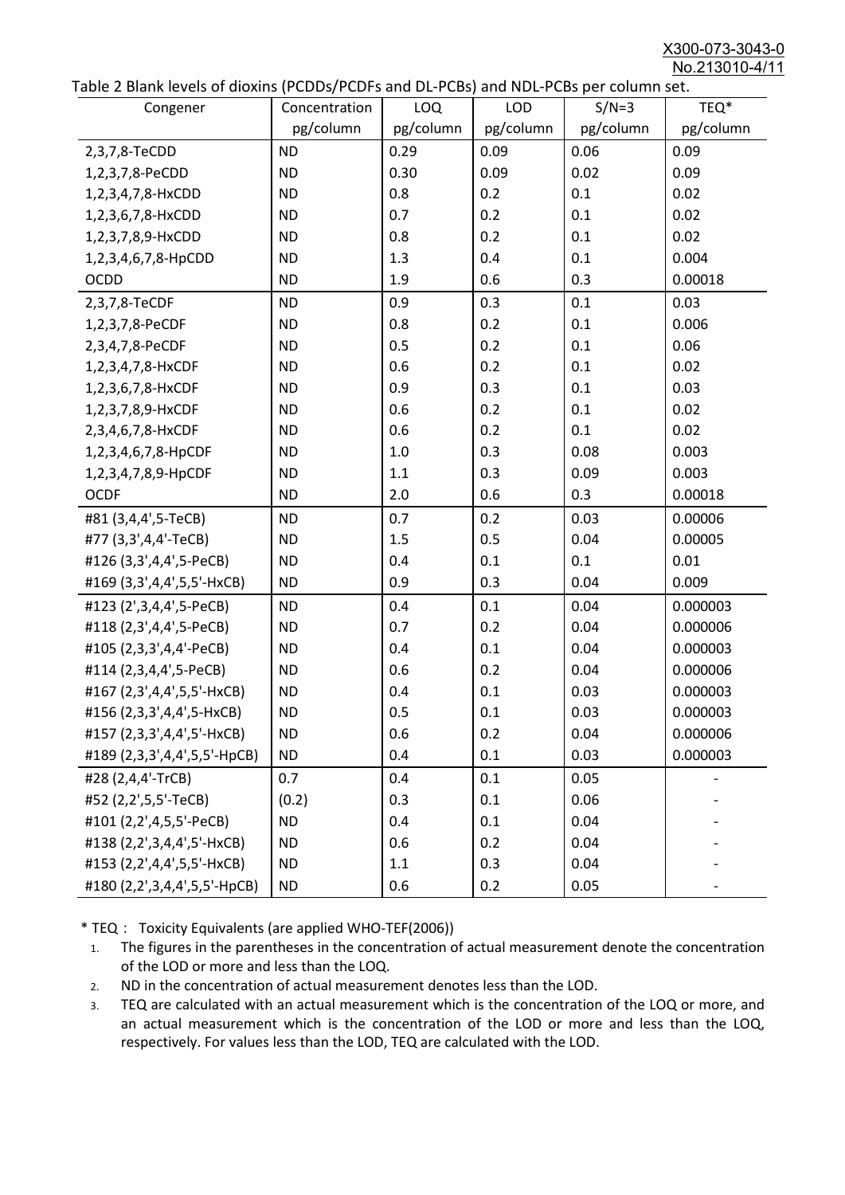Table 2 Blank levels of dioxins (PCDDs/PCDFs and DL-PCBs) and NDL-PCBs per column set.

| Congener | Concentration pg/column | LOQ pg/column | LOD pg/column | S/N=3 pg/column | TEQ* pg/column |
|---|---|---|---|---|---|
| 2,3,7,8-TeCDD | ND | 0.29 | 0.09 | 0.06 | 0.09 |
| 1,2,3,7,8-PeCDD | ND | 0.30 | 0.09 | 0.02 | 0.09 |
| 1,2,3,4,7,8-HxCDD | ND | 0.8 | 0.2 | 0.1 | 0.02 |
| 1,2,3,6,7,8-HxCDD | ND | 0.7 | 0.2 | 0.1 | 0.02 |
| 1,2,3,7,8,9-HxCDD | ND | 0.8 | 0.2 | 0.1 | 0.02 |
| 1,2,3,4,6,7,8-HpCDD | ND | 1.3 | 0.4 | 0.1 | 0.004 |
| OCDD | ND | 1.9 | 0.6 | 0.3 | 0.00018 |
| 2,3,7,8-TeCDF | ND | 0.9 | 0.3 | 0.1 | 0.03 |
| 1,2,3,7,8-PeCDF | ND | 0.8 | 0.2 | 0.1 | 0.006 |
| 2,3,4,7,8-PeCDF | ND | 0.5 | 0.2 | 0.1 | 0.06 |
| 1,2,3,4,7,8-HxCDF | ND | 0.6 | 0.2 | 0.1 | 0.02 |
| 1,2,3,6,7,8-HxCDF | ND | 0.9 | 0.3 | 0.1 | 0.03 |
| 1,2,3,7,8,9-HxCDF | ND | 0.6 | 0.2 | 0.1 | 0.02 |
| 2,3,4,6,7,8-HxCDF | ND | 0.6 | 0.2 | 0.1 | 0.02 |
| 1,2,3,4,6,7,8-HpCDF | ND | 1.0 | 0.3 | 0.08 | 0.003 |
| 1,2,3,4,7,8,9-HpCDF | ND | 1.1 | 0.3 | 0.09 | 0.003 |
| OCDF | ND | 2.0 | 0.6 | 0.3 | 0.00018 |
| #81 (3,4,4',5-TeCB) | ND | 0.7 | 0.2 | 0.03 | 0.00006 |
| #77 (3,3',4,4'-TeCB) | ND | 1.5 | 0.5 | 0.04 | 0.00005 |
| #126 (3,3',4,4',5-PeCB) | ND | 0.4 | 0.1 | 0.1 | 0.01 |
| #169 (3,3',4,4',5,5'-HxCB) | ND | 0.9 | 0.3 | 0.04 | 0.009 |
| #123 (2',3,4,4',5-PeCB) | ND | 0.4 | 0.1 | 0.04 | 0.000003 |
| #118 (2,3',4,4',5-PeCB) | ND | 0.7 | 0.2 | 0.04 | 0.000006 |
| #105 (2,3,3',4,4'-PeCB) | ND | 0.4 | 0.1 | 0.04 | 0.000003 |
| #114 (2,3,4,4',5-PeCB) | ND | 0.6 | 0.2 | 0.04 | 0.000006 |
| #167 (2,3',4,4',5,5'-HxCB) | ND | 0.4 | 0.1 | 0.03 | 0.000003 |
| #156 (2,3,3',4,4',5-HxCB) | ND | 0.5 | 0.1 | 0.03 | 0.000003 |
| #157 (2,3,3',4,4',5'-HxCB) | ND | 0.6 | 0.2 | 0.04 | 0.000006 |
| #189 (2,3,3',4,4',5,5'-HpCB) | ND | 0.4 | 0.1 | 0.03 | 0.000003 |
| #28 (2,4,4'-TrCB) | 0.7 | 0.4 | 0.1 | 0.05 | - |
| #52 (2,2',5,5'-TeCB) | (0.2) | 0.3 | 0.1 | 0.06 | - |
| #101 (2,2',4,5,5'-PeCB) | ND | 0.4 | 0.1 | 0.04 | - |
| #138 (2,2',3,4,4',5'-HxCB) | ND | 0.6 | 0.2 | 0.04 | - |
| #153 (2,2',4,4',5,5'-HxCB) | ND | 1.1 | 0.3 | 0.04 | - |
| #180 (2,2',3,4,4',5,5'-HpCB) | ND | 0.6 | 0.2 | 0.05 | - |

\* TEQ： Toxicity Equivalents (are applied WHO-TEF(2006))

1. The figures in the parentheses in the concentration of actual measurement denote the concentration of the LOD or more and less than the LOQ.
2. ND in the concentration of actual measurement denotes less than the LOD.
3. TEQ are calculated with an actual measurement which is the concentration of the LOQ or more, and an actual measurement which is the concentration of the LOD or more and less than the LOQ, respectively. For values less than the LOD, TEQ are calculated with the LOD.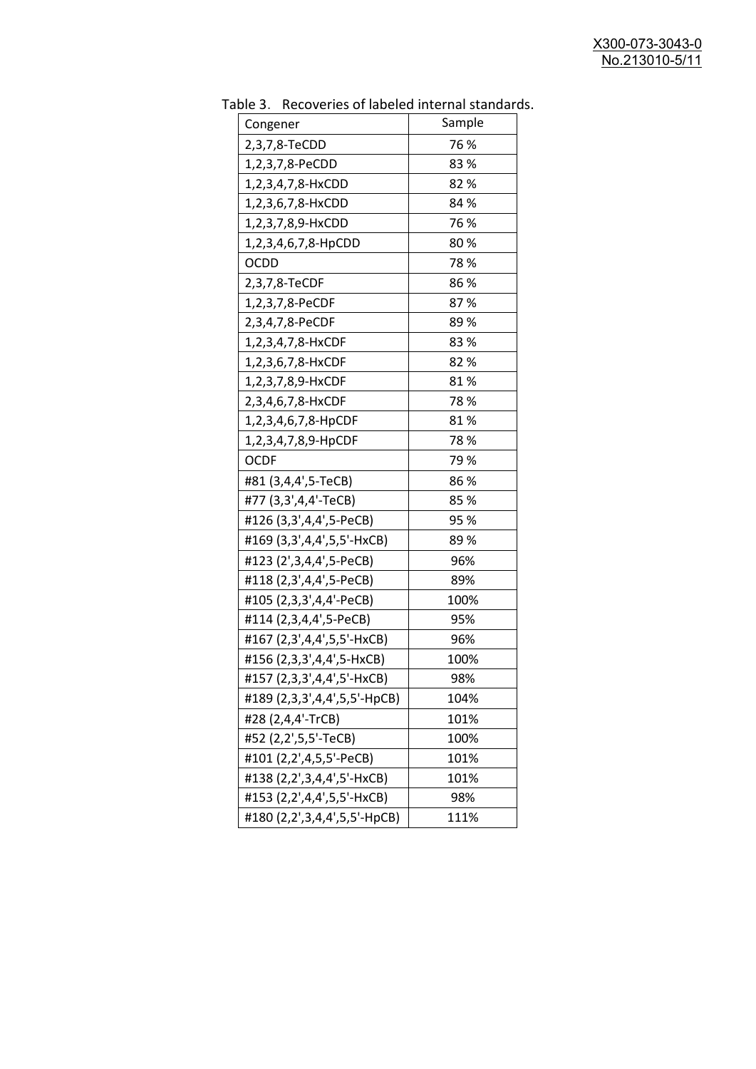Table 3. Recoveries of labeled internal standards.

| Congener | Sample |
| --- | --- |
| 2,3,7,8-TeCDD | 76 % |
| 1,2,3,7,8-PeCDD | 83 % |
| 1,2,3,4,7,8-HxCDD | 82 % |
| 1,2,3,6,7,8-HxCDD | 84 % |
| 1,2,3,7,8,9-HxCDD | 76 % |
| 1,2,3,4,6,7,8-HpCDD | 80 % |
| OCDD | 78 % |
| 2,3,7,8-TeCDF | 86 % |
| 1,2,3,7,8-PeCDF | 87 % |
| 2,3,4,7,8-PeCDF | 89 % |
| 1,2,3,4,7,8-HxCDF | 83 % |
| 1,2,3,6,7,8-HxCDF | 82 % |
| 1,2,3,7,8,9-HxCDF | 81 % |
| 2,3,4,6,7,8-HxCDF | 78 % |
| 1,2,3,4,6,7,8-HpCDF | 81 % |
| 1,2,3,4,7,8,9-HpCDF | 78 % |
| OCDF | 79 % |
| #81 (3,4,4',5-TeCB) | 86 % |
| #77 (3,3',4,4'-TeCB) | 85 % |
| #126 (3,3',4,4',5-PeCB) | 95 % |
| #169 (3,3',4,4',5,5'-HxCB) | 89 % |
| #123 (2',3,4,4',5-PeCB) | 96% |
| #118 (2,3',4,4',5-PeCB) | 89% |
| #105 (2,3,3',4,4'-PeCB) | 100% |
| #114 (2,3,4,4',5-PeCB) | 95% |
| #167 (2,3',4,4',5,5'-HxCB) | 96% |
| #156 (2,3,3',4,4',5-HxCB) | 100% |
| #157 (2,3,3',4,4',5'-HxCB) | 98% |
| #189 (2,3,3',4,4',5,5'-HpCB) | 104% |
| #28 (2,4,4'-TrCB) | 101% |
| #52 (2,2',5,5'-TeCB) | 100% |
| #101 (2,2',4,5,5'-PeCB) | 101% |
| #138 (2,2',3,4,4',5'-HxCB) | 101% |
| #153 (2,2',4,4',5,5'-HxCB) | 98% |
| #180 (2,2',3,4,4',5,5'-HpCB) | 111% |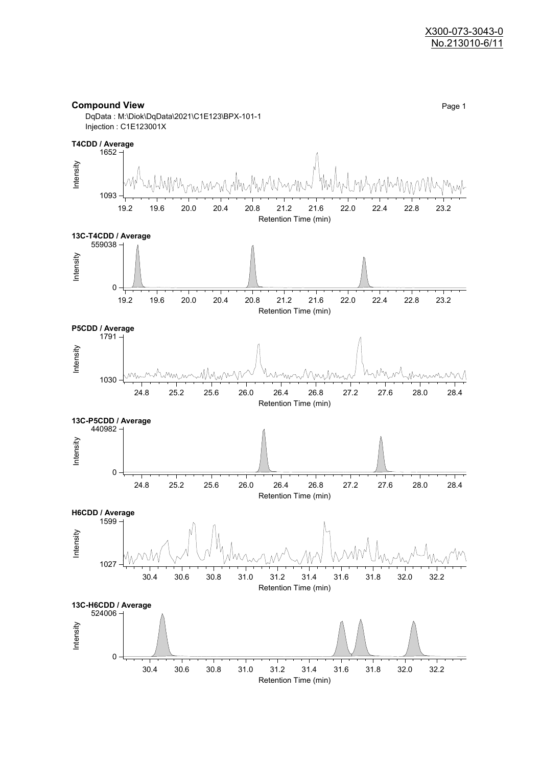X300-073-3043-0
No.213010-6/11

**Compound View**

Page 1

DqData : M:\Diok\DqData\2021\C1E123\BPX-101-1
Injection : C1E123001X

**T4CDD / Average**

Intensity
1652
1093
19.2 19.6 20.0 20.4 20.8 21.2 21.6 22.0 22.4 22.8 23.2
Retention Time (min)

**13C-T4CDD / Average**

Intensity
559038
0
19.2 19.6 20.0 20.4 20.8 21.2 21.6 22.0 22.4 22.8 23.2
Retention Time (min)

**P5CDD / Average**

Intensity
1791
1030
24.8 25.2 25.6 26.0 26.4 26.8 27.2 27.6 28.0 28.4
Retention Time (min)

**13C-P5CDD / Average**

Intensity
440982
0
24.8 25.2 25.6 26.0 26.4 26.8 27.2 27.6 28.0 28.4
Retention Time (min)

**H6CDD / Average**

Intensity
1599
1027
30.4 30.6 30.8 31.0 31.2 31.4 31.6 31.8 32.0 32.2
Retention Time (min)

**13C-H6CDD / Average**

Intensity
524006
0
30.4 30.6 30.8 31.0 31.2 31.4 31.6 31.8 32.0 32.2
Retention Time (min)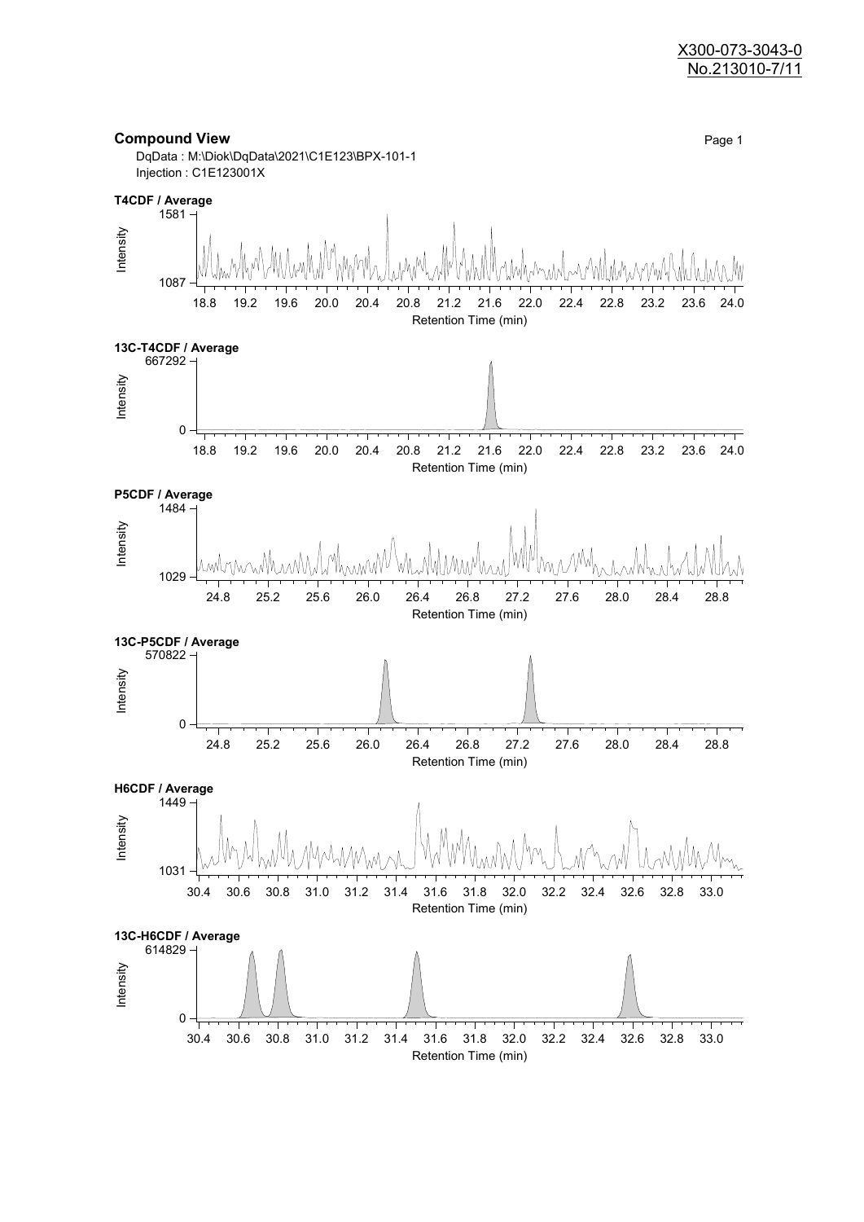X300-073-3043-0
No.213010-7/11

## Compound View

DqData : M:\Diok\DqData\2021\C1E123\BPX-101-1
Injection : C1E123001X

**T4CDF / Average**

Intensity
1581
1087
18.8 19.2 19.6 20.0 20.4 20.8 21.2 21.6 22.0 22.4 22.8 23.2 23.6 24.0
Retention Time (min)

**13C-T4CDF / Average**

Intensity
667292
0
18.8 19.2 19.6 20.0 20.4 20.8 21.2 21.6 22.0 22.4 22.8 23.2 23.6 24.0
Retention Time (min)

**P5CDF / Average**

Intensity
1484
1029
24.8 25.2 25.6 26.0 26.4 26.8 27.2 27.6 28.0 28.4 28.8
Retention Time (min)

**13C-P5CDF / Average**

Intensity
570822
0
24.8 25.2 25.6 26.0 26.4 26.8 27.2 27.6 28.0 28.4 28.8
Retention Time (min)

**H6CDF / Average**

Intensity
1449
1031
30.4 30.6 30.8 31.0 31.2 31.4 31.6 31.8 32.0 32.2 32.4 32.6 32.8 33.0
Retention Time (min)

**13C-H6CDF / Average**

Intensity
614829
0
30.4 30.6 30.8 31.0 31.2 31.4 31.6 31.8 32.0 32.2 32.4 32.6 32.8 33.0
Retention Time (min)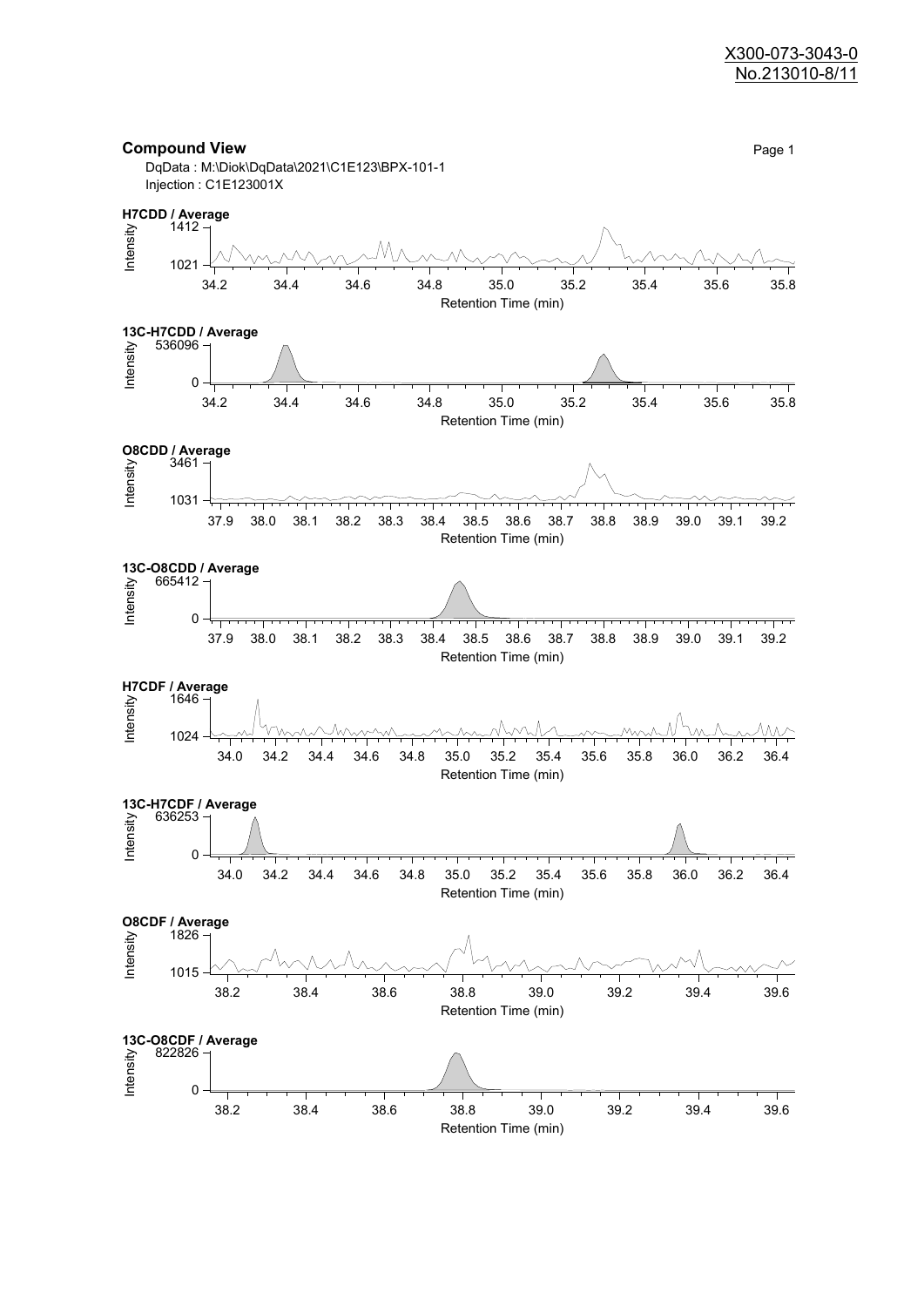X300-073-3043-0
No.213010-8/11

## Compound View

DqData : M:\Diok\DqData\2021\C1E123\BPX-101-1
Injection : C1E123001X

**H7CDD / Average**

Intensity
1412
1021
34.2 34.4 34.6 34.8 35.0 35.2 35.4 35.6 35.8
Retention Time (min)

**13C-H7CDD / Average**

Intensity
536096
0
34.2 34.4 34.6 34.8 35.0 35.2 35.4 35.6 35.8
Retention Time (min)

**O8CDD / Average**

Intensity
3461
1031
37.9 38.0 38.1 38.2 38.3 38.4 38.5 38.6 38.7 38.8 38.9 39.0 39.1 39.2
Retention Time (min)

**13C-O8CDD / Average**

Intensity
665412
0
37.9 38.0 38.1 38.2 38.3 38.4 38.5 38.6 38.7 38.8 38.9 39.0 39.1 39.2
Retention Time (min)

**H7CDF / Average**

Intensity
1646
1024
34.0 34.2 34.4 34.6 34.8 35.0 35.2 35.4 35.6 35.8 36.0 36.2 36.4
Retention Time (min)

**13C-H7CDF / Average**

Intensity
636253
0
34.0 34.2 34.4 34.6 34.8 35.0 35.2 35.4 35.6 35.8 36.0 36.2 36.4
Retention Time (min)

**O8CDF / Average**

Intensity
1826
1015
38.2 38.4 38.6 38.8 39.0 39.2 39.4 39.6
Retention Time (min)

**13C-O8CDF / Average**

Intensity
822826
0
38.2 38.4 38.6 38.8 39.0 39.2 39.4 39.6
Retention Time (min)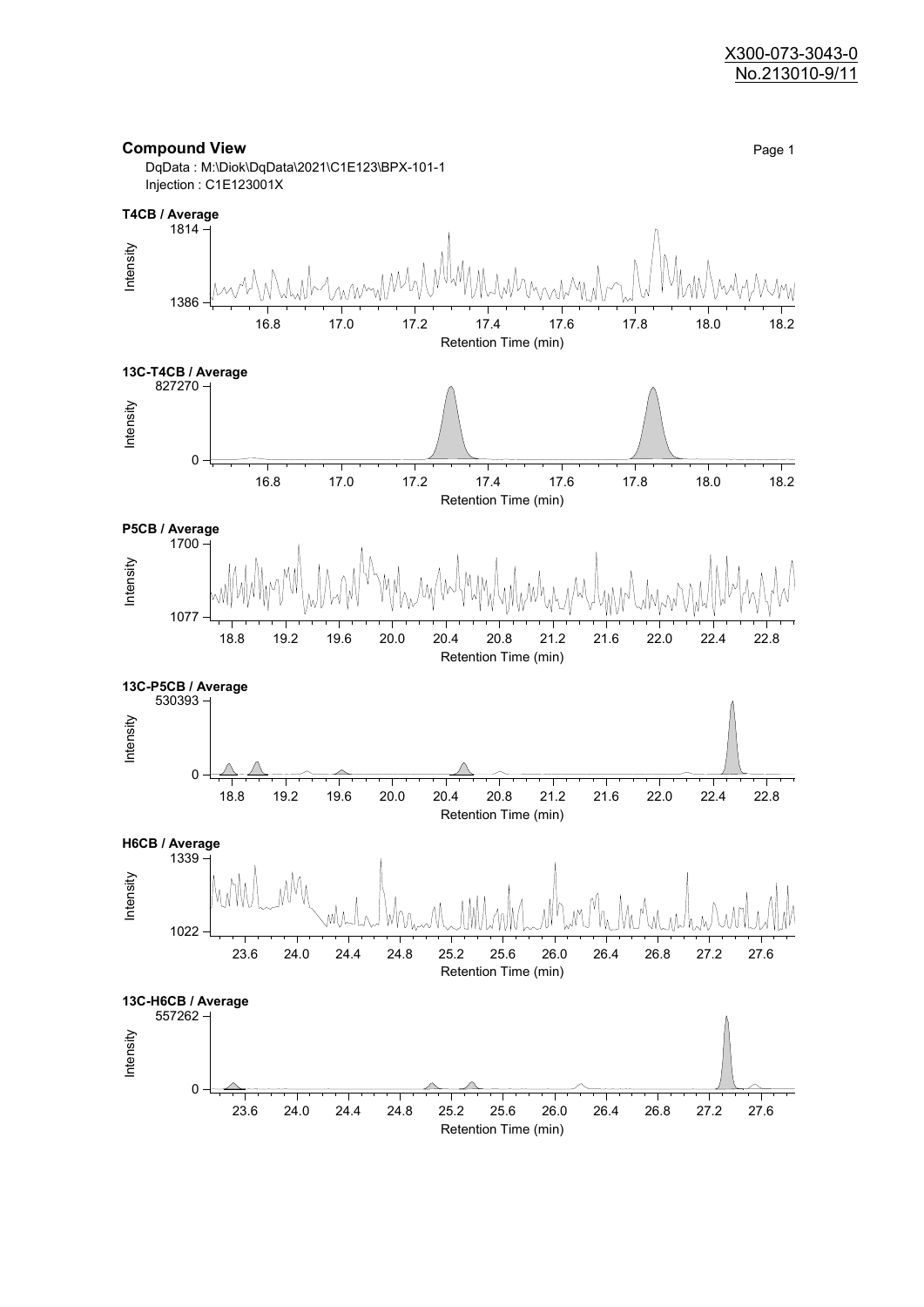X300-073-3043-0
No.213010-9/11

**Compound View**

DqData : M:\Diok\DqData\2021\C1E123\BPX-101-1
Injection : C1E123001X

**T4CB / Average**

Intensity
1814
1386
16.8 17.0 17.2 17.4 17.6 17.8 18.0 18.2
Retention Time (min)

**13C-T4CB / Average**

Intensity
827270
0
16.8 17.0 17.2 17.4 17.6 17.8 18.0 18.2
Retention Time (min)

**P5CB / Average**

Intensity
1700
1077
18.8 19.2 19.6 20.0 20.4 20.8 21.2 21.6 22.0 22.4 22.8
Retention Time (min)

**13C-P5CB / Average**

Intensity
530393
0
18.8 19.2 19.6 20.0 20.4 20.8 21.2 21.6 22.0 22.4 22.8
Retention Time (min)

**H6CB / Average**

Intensity
1339
1022
23.6 24.0 24.4 24.8 25.2 25.6 26.0 26.4 26.8 27.2 27.6
Retention Time (min)

**13C-H6CB / Average**

Intensity
557262
0
23.6 24.0 24.4 24.8 25.2 25.6 26.0 26.4 26.8 27.2 27.6
Retention Time (min)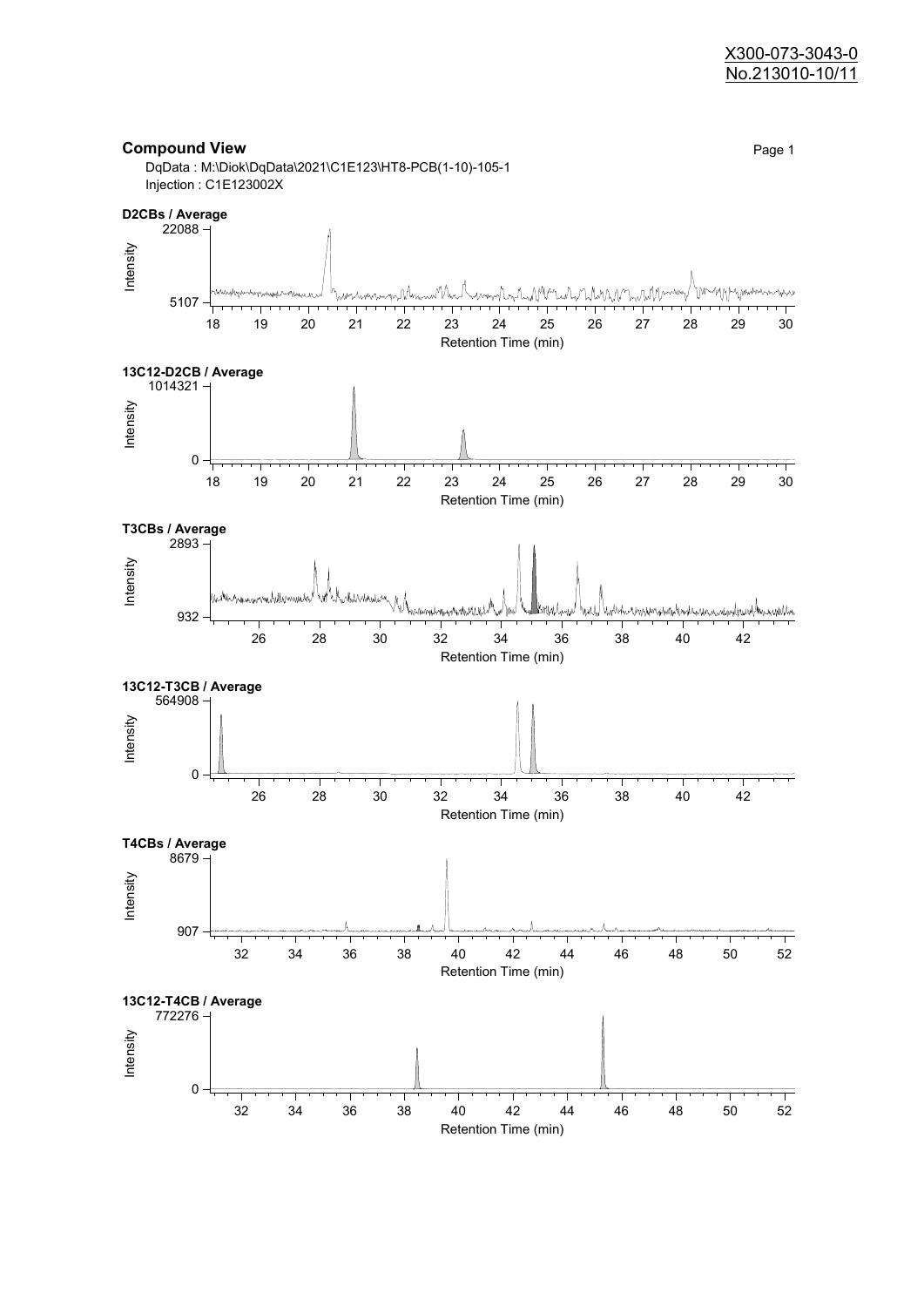X300-073-3043-0
No.213010-10/11

## Compound View

DqData : M:\Diok\DqData\2021\C1E123\HT8-PCB(1-10)-105-1
Injection : C1E123002X

**D2CBs / Average**

22088
5107
Intensity
18 19 20 21 22 23 24 25 26 27 28 29 30
Retention Time (min)

**13C12-D2CB / Average**

1014321
0
Intensity
18 19 20 21 22 23 24 25 26 27 28 29 30
Retention Time (min)

**T3CBs / Average**

2893
932
Intensity
26 28 30 32 34 36 38 40 42
Retention Time (min)

**13C12-T3CB / Average**

564908
0
Intensity
26 28 30 32 34 36 38 40 42
Retention Time (min)

**T4CBs / Average**

8679
907
Intensity
32 34 36 38 40 42 44 46 48 50 52
Retention Time (min)

**13C12-T4CB / Average**

772276
0
Intensity
32 34 36 38 40 42 44 46 48 50 52
Retention Time (min)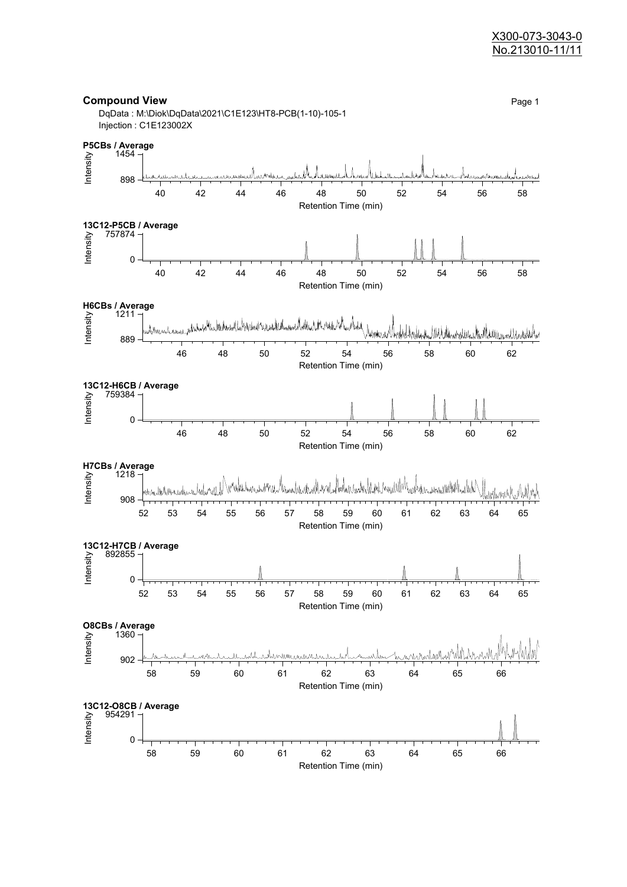X300-073-3043-0
No.213010-11/11

## Compound View

DqData : M:\Diok\DqData\2021\C1E123\HT8-PCB(1-10)-105-1
Injection : C1E123002X

**P5CBs / Average**

Intensity
1454
898
40 42 44 46 48 50 52 54 56 58
Retention Time (min)

**13C12-P5CB / Average**

Intensity
757874
0
40 42 44 46 48 50 52 54 56 58
Retention Time (min)

**H6CBs / Average**

Intensity
1211
889
46 48 50 52 54 56 58 60 62
Retention Time (min)

**13C12-H6CB / Average**

Intensity
759384
0
46 48 50 52 54 56 58 60 62
Retention Time (min)

**H7CBs / Average**

Intensity
1218
908
52 53 54 55 56 57 58 59 60 61 62 63 64 65
Retention Time (min)

**13C12-H7CB / Average**

Intensity
892855
0
52 53 54 55 56 57 58 59 60 61 62 63 64 65
Retention Time (min)

**O8CBs / Average**

Intensity
1360
902
58 59 60 61 62 63 64 65 66
Retention Time (min)

**13C12-O8CB / Average**

Intensity
954291
0
58 59 60 61 62 63 64 65 66
Retention Time (min)